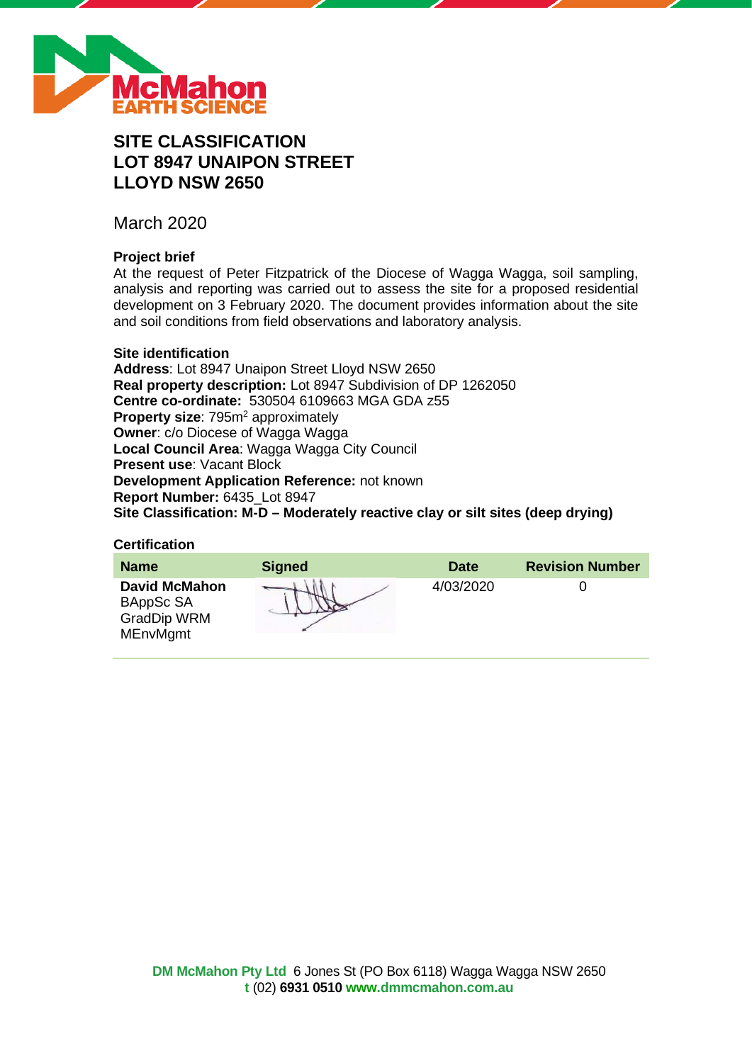# SITE CLASSIFICATION
# LOT 8947 UNAIPON STREET
# LLOYD NSW 2650

March 2020

### Project brief

At the request of Peter Fitzpatrick of the Diocese of Wagga Wagga, soil sampling, analysis and reporting was carried out to assess the site for a proposed residential development on 3 February 2020. The document provides information about the site and soil conditions from field observations and laboratory analysis.

### Site identification

**Address**: Lot 8947 Unaipon Street Lloyd NSW 2650
**Real property description:** Lot 8947 Subdivision of DP 1262050
**Centre co-ordinate:** 530504 6109663 MGA GDA z55
**Property size**: 795m$^2$ approximately
**Owner**: c/o Diocese of Wagga Wagga
**Local Council Area**: Wagga Wagga City Council
**Present use**: Vacant Block
**Development Application Reference:** not known
**Report Number:** 6435_Lot 8947
**Site Classification: M-D – Moderately reactive clay or silt sites (deep drying)**

### Certification

| Name | Signed | Date | Revision Number |
|---|---|---|---|
| **David McMahon** BAppSc SA GradDip WRM MEnvMgmt | | 4/03/2020 | 0 |

**DM McMahon Pty Ltd** 6 Jones St (PO Box 6118) Wagga Wagga NSW 2650
**t** (02) **6931 0510** **www.dmmcmahon.com.au**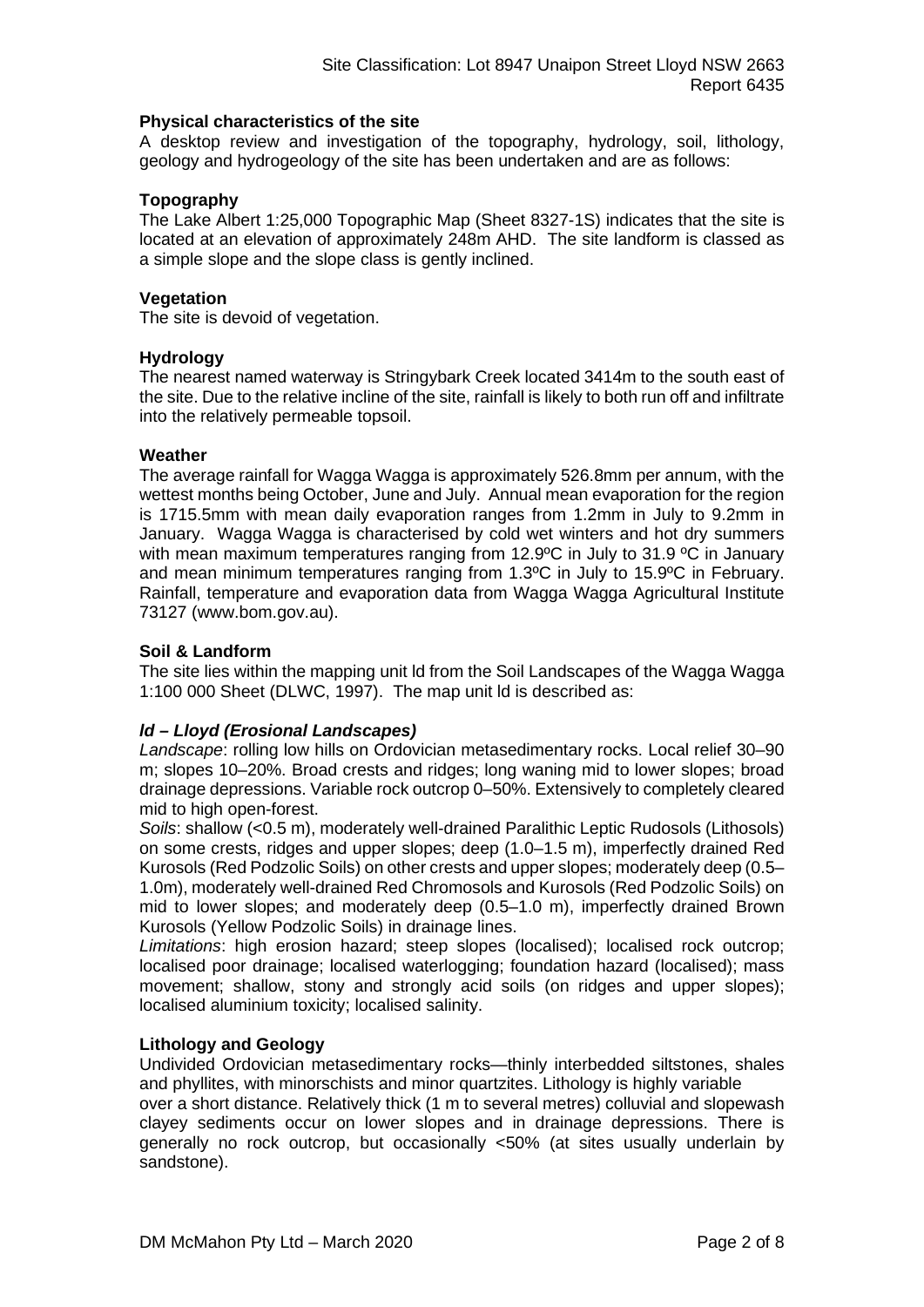**Physical characteristics of the site**

A desktop review and investigation of the topography, hydrology, soil, lithology, geology and hydrogeology of the site has been undertaken and are as follows:

**Topography**

The Lake Albert 1:25,000 Topographic Map (Sheet 8327-1S) indicates that the site is located at an elevation of approximately 248m AHD. The site landform is classed as a simple slope and the slope class is gently inclined.

**Vegetation**

The site is devoid of vegetation.

**Hydrology**

The nearest named waterway is Stringybark Creek located 3414m to the south east of the site. Due to the relative incline of the site, rainfall is likely to both run off and infiltrate into the relatively permeable topsoil.

**Weather**

The average rainfall for Wagga Wagga is approximately 526.8mm per annum, with the wettest months being October, June and July. Annual mean evaporation for the region is 1715.5mm with mean daily evaporation ranges from 1.2mm in July to 9.2mm in January. Wagga Wagga is characterised by cold wet winters and hot dry summers with mean maximum temperatures ranging from 12.9ºC in July to 31.9 ºC in January and mean minimum temperatures ranging from 1.3ºC in July to 15.9ºC in February. Rainfall, temperature and evaporation data from Wagga Wagga Agricultural Institute 73127 (www.bom.gov.au).

**Soil & Landform**

The site lies within the mapping unit ld from the Soil Landscapes of the Wagga Wagga 1:100 000 Sheet (DLWC, 1997). The map unit ld is described as:

***ld – Lloyd (Erosional Landscapes)***

*Landscape*: rolling low hills on Ordovician metasedimentary rocks. Local relief 30–90 m; slopes 10–20%. Broad crests and ridges; long waning mid to lower slopes; broad drainage depressions. Variable rock outcrop 0–50%. Extensively to completely cleared mid to high open-forest.

*Soils*: shallow (<0.5 m), moderately well-drained Paralithic Leptic Rudosols (Lithosols) on some crests, ridges and upper slopes; deep (1.0–1.5 m), imperfectly drained Red Kurosols (Red Podzolic Soils) on other crests and upper slopes; moderately deep (0.5–1.0m), moderately well-drained Red Chromosols and Kurosols (Red Podzolic Soils) on mid to lower slopes; and moderately deep (0.5–1.0 m), imperfectly drained Brown Kurosols (Yellow Podzolic Soils) in drainage lines.

*Limitations*: high erosion hazard; steep slopes (localised); localised rock outcrop; localised poor drainage; localised waterlogging; foundation hazard (localised); mass movement; shallow, stony and strongly acid soils (on ridges and upper slopes); localised aluminium toxicity; localised salinity.

**Lithology and Geology**

Undivided Ordovician metasedimentary rocks—thinly interbedded siltstones, shales and phyllites, with minorschists and minor quartzites. Lithology is highly variable over a short distance. Relatively thick (1 m to several metres) colluvial and slopewash clayey sediments occur on lower slopes and in drainage depressions. There is generally no rock outcrop, but occasionally <50% (at sites usually underlain by sandstone).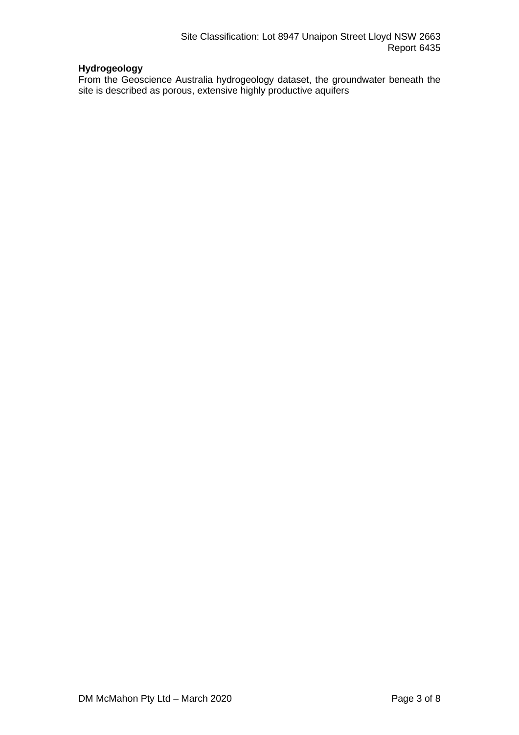**Hydrogeology**

From the Geoscience Australia hydrogeology dataset, the groundwater beneath the site is described as porous, extensive highly productive aquifers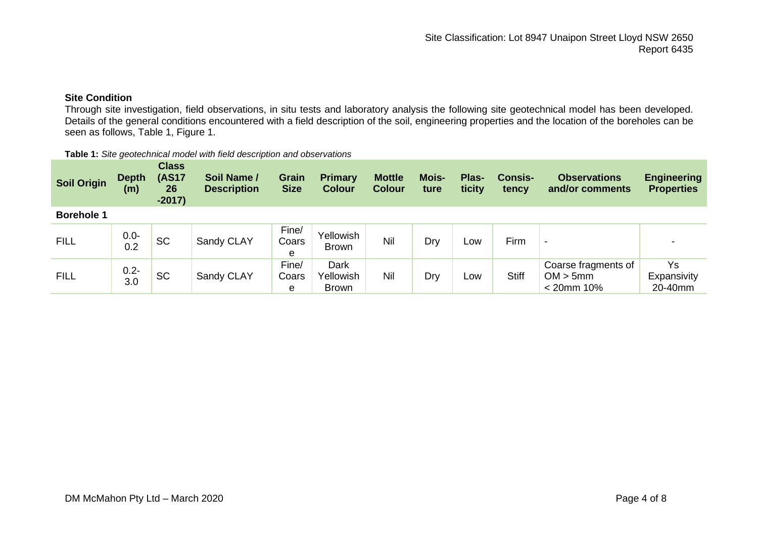## Site Condition

Through site investigation, field observations, in situ tests and laboratory analysis the following site geotechnical model has been developed. Details of the general conditions encountered with a field description of the soil, engineering properties and the location of the boreholes can be seen as follows, Table 1, Figure 1.

**Table 1:** *Site geotechnical model with field description and observations*

| Soil Origin | Depth (m) | Class (AS1726-2017) | Soil Name / Description | Grain Size | Primary Colour | Mottle Colour | Moisture | Plasticity | Consistency | Observations and/or comments | Engineering Properties |
|---|---|---|---|---|---|---|---|---|---|---|---|
| **Borehole 1** | | | | | | | | | | | |
| FILL | 0.0-0.2 | SC | Sandy CLAY | Fine/Coarse | Yellowish Brown | Nil | Dry | Low | Firm | - | - |
| FILL | 0.2-3.0 | SC | Sandy CLAY | Fine/Coarse | Dark Yellowish Brown | Nil | Dry | Low | Stiff | Coarse fragments of OM > 5mm < 20mm 10% | Ys Expansivity 20-40mm |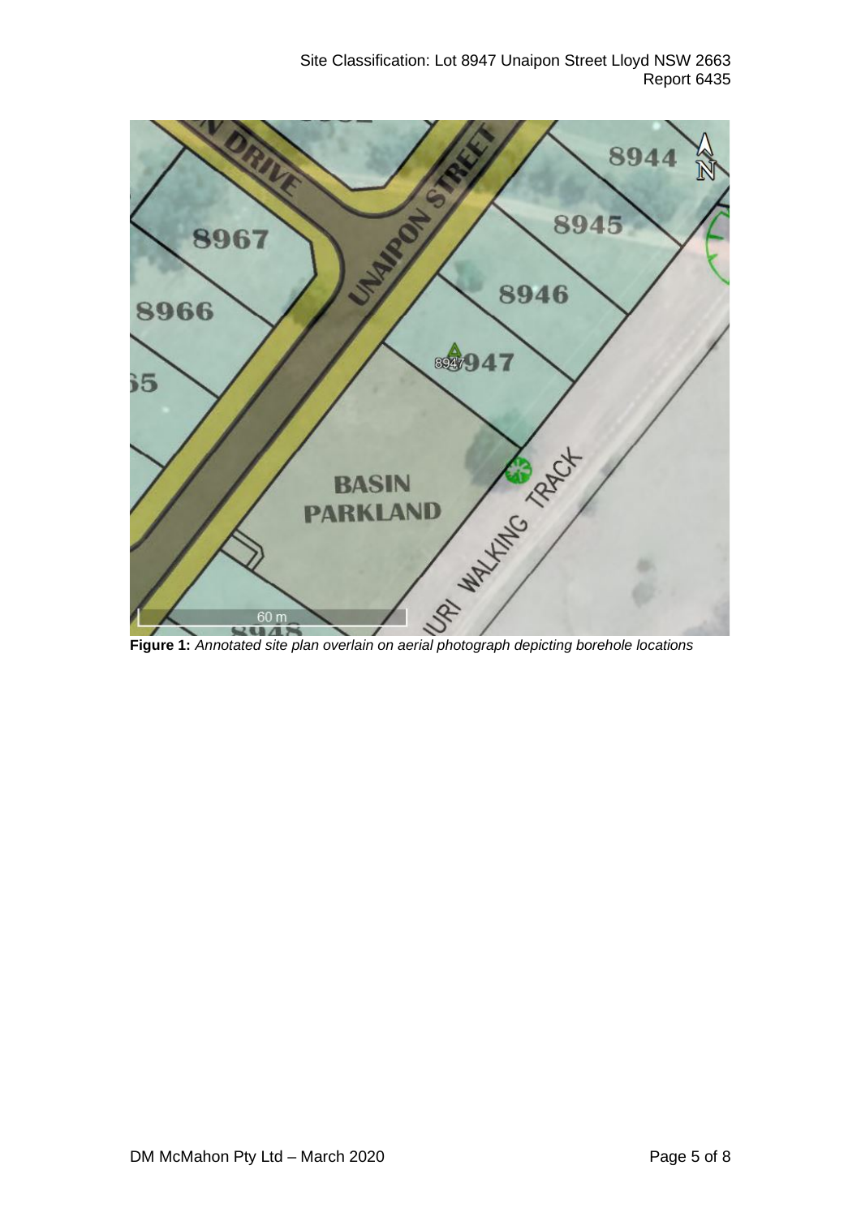**Figure 1:** *Annotated site plan overlain on aerial photograph depicting borehole locations*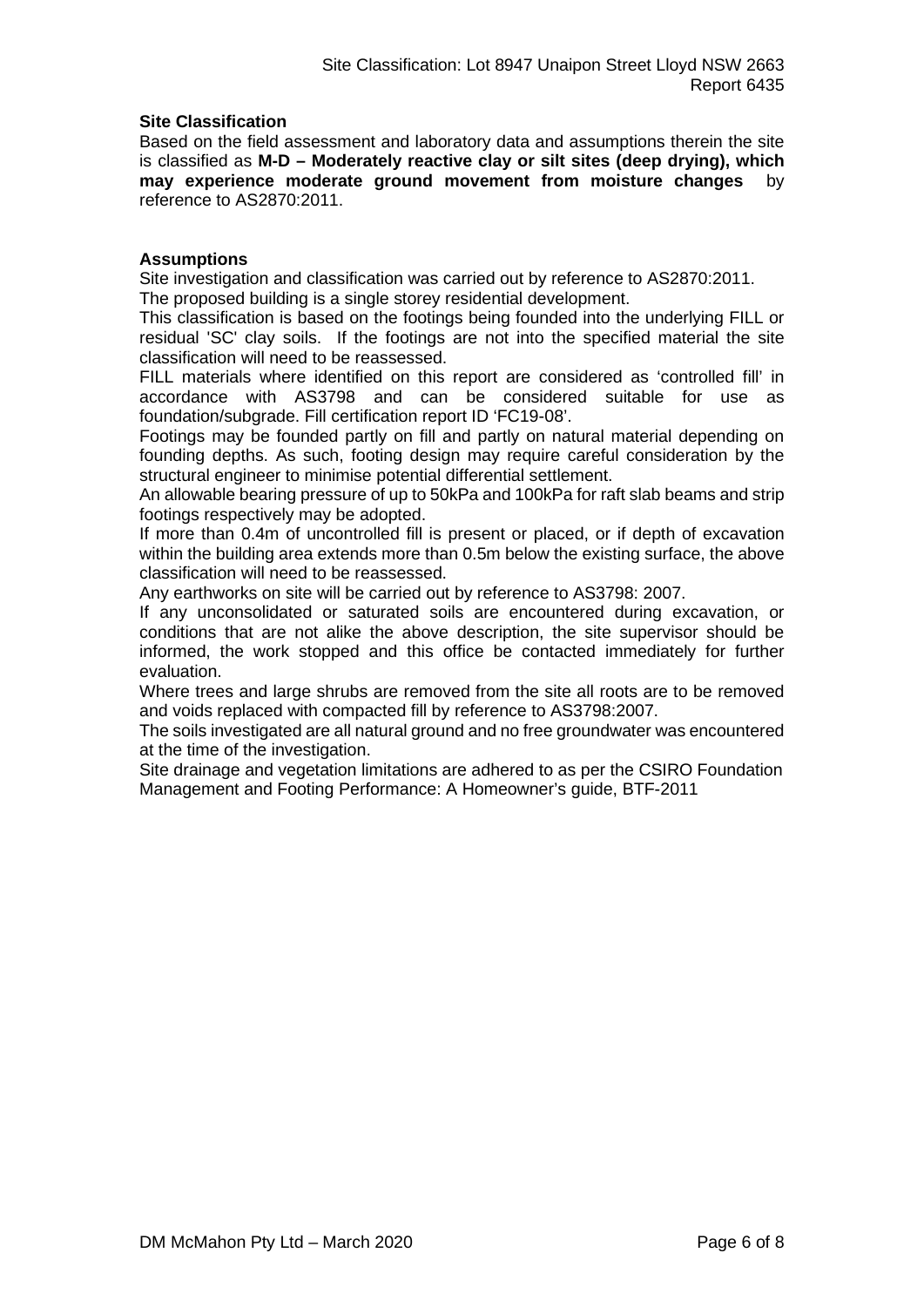**Site Classification**

Based on the field assessment and laboratory data and assumptions therein the site is classified as **M-D – Moderately reactive clay or silt sites (deep drying), which may experience moderate ground movement from moisture changes** by reference to AS2870:2011.

**Assumptions**

Site investigation and classification was carried out by reference to AS2870:2011.

The proposed building is a single storey residential development.

This classification is based on the footings being founded into the underlying FILL or residual 'SC' clay soils. If the footings are not into the specified material the site classification will need to be reassessed.

FILL materials where identified on this report are considered as 'controlled fill' in accordance with AS3798 and can be considered suitable for use as foundation/subgrade. Fill certification report ID 'FC19-08'.

Footings may be founded partly on fill and partly on natural material depending on founding depths. As such, footing design may require careful consideration by the structural engineer to minimise potential differential settlement.

An allowable bearing pressure of up to 50kPa and 100kPa for raft slab beams and strip footings respectively may be adopted.

If more than 0.4m of uncontrolled fill is present or placed, or if depth of excavation within the building area extends more than 0.5m below the existing surface, the above classification will need to be reassessed.

Any earthworks on site will be carried out by reference to AS3798: 2007.

If any unconsolidated or saturated soils are encountered during excavation, or conditions that are not alike the above description, the site supervisor should be informed, the work stopped and this office be contacted immediately for further evaluation.

Where trees and large shrubs are removed from the site all roots are to be removed and voids replaced with compacted fill by reference to AS3798:2007.

The soils investigated are all natural ground and no free groundwater was encountered at the time of the investigation.

Site drainage and vegetation limitations are adhered to as per the CSIRO Foundation Management and Footing Performance: A Homeowner's guide, BTF-2011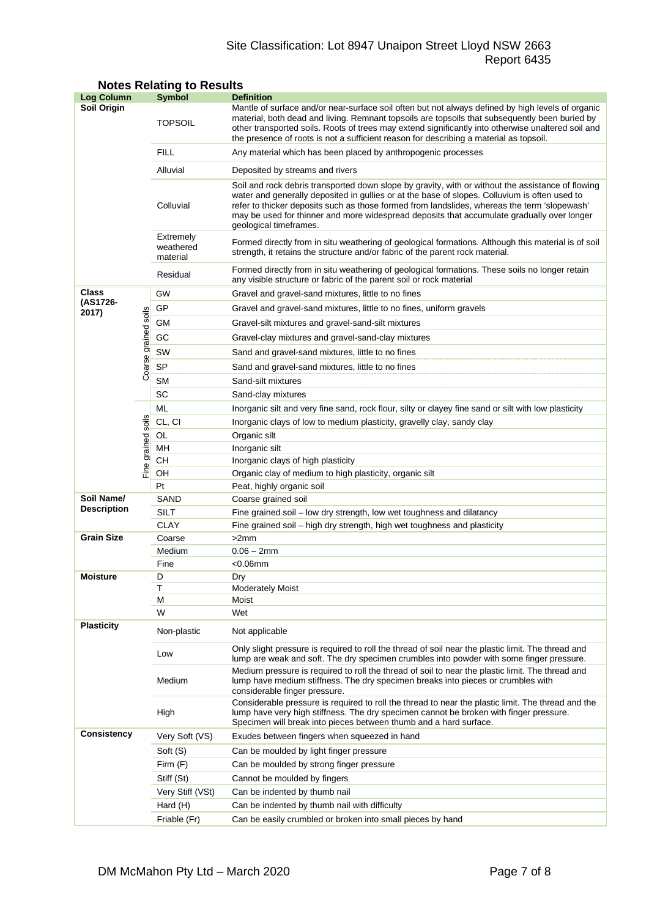## Notes Relating to Results

| Log Column | | Symbol | Definition |
|---|---|---|---|
| **Soil Origin** | | TOPSOIL | Mantle of surface and/or near-surface soil often but not always defined by high levels of organic material, both dead and living. Remnant topsoils are topsoils that subsequently been buried by other transported soils. Roots of trees may extend significantly into otherwise unaltered soil and the presence of roots is not a sufficient reason for describing a material as topsoil. |
| | | FILL | Any material which has been placed by anthropogenic processes |
| | | Alluvial | Deposited by streams and rivers |
| | | Colluvial | Soil and rock debris transported down slope by gravity, with or without the assistance of flowing water and generally deposited in gullies or at the base of slopes. Colluvium is often used to refer to thicker deposits such as those formed from landslides, whereas the term 'slopewash' may be used for thinner and more widespread deposits that accumulate gradually over longer geological timeframes. |
| | | Extremely weathered material | Formed directly from in situ weathering of geological formations. Although this material is of soil strength, it retains the structure and/or fabric of the parent rock material. |
| | | Residual | Formed directly from in situ weathering of geological formations. These soils no longer retain any visible structure or fabric of the parent soil or rock material |
| **Class (AS1726-2017)** | Coarse grained soils | GW | Gravel and gravel-sand mixtures, little to no fines |
| | | GP | Gravel and gravel-sand mixtures, little to no fines, uniform gravels |
| | | GM | Gravel-silt mixtures and gravel-sand-silt mixtures |
| | | GC | Gravel-clay mixtures and gravel-sand-clay mixtures |
| | | SW | Sand and gravel-sand mixtures, little to no fines |
| | | SP | Sand and gravel-sand mixtures, little to no fines |
| | | SM | Sand-silt mixtures |
| | | SC | Sand-clay mixtures |
| | Fine grained soils | ML | Inorganic silt and very fine sand, rock flour, silty or clayey fine sand or silt with low plasticity |
| | | CL, CI | Inorganic clays of low to medium plasticity, gravelly clay, sandy clay |
| | | OL | Organic silt |
| | | MH | Inorganic silt |
| | | CH | Inorganic clays of high plasticity |
| | | OH | Organic clay of medium to high plasticity, organic silt |
| | | Pt | Peat, highly organic soil |
| **Soil Name/ Description** | | SAND | Coarse grained soil |
| | | SILT | Fine grained soil – low dry strength, low wet toughness and dilatancy |
| | | CLAY | Fine grained soil – high dry strength, high wet toughness and plasticity |
| **Grain Size** | | Coarse | >2mm |
| | | Medium | 0.06 – 2mm |
| | | Fine | <0.06mm |
| **Moisture** | | D | Dry |
| | | T | Moderately Moist |
| | | M | Moist |
| | | W | Wet |
| **Plasticity** | | Non-plastic | Not applicable |
| | | Low | Only slight pressure is required to roll the thread of soil near the plastic limit. The thread and lump are weak and soft. The dry specimen crumbles into powder with some finger pressure. |
| | | Medium | Medium pressure is required to roll the thread of soil to near the plastic limit. The thread and lump have medium stiffness. The dry specimen breaks into pieces or crumbles with considerable finger pressure. |
| | | High | Considerable pressure is required to roll the thread to near the plastic limit. The thread and the lump have very high stiffness. The dry specimen cannot be broken with finger pressure. Specimen will break into pieces between thumb and a hard surface. |
| **Consistency** | | Very Soft (VS) | Exudes between fingers when squeezed in hand |
| | | Soft (S) | Can be moulded by light finger pressure |
| | | Firm (F) | Can be moulded by strong finger pressure |
| | | Stiff (St) | Cannot be moulded by fingers |
| | | Very Stiff (VSt) | Can be indented by thumb nail |
| | | Hard (H) | Can be indented by thumb nail with difficulty |
| | | Friable (Fr) | Can be easily crumbled or broken into small pieces by hand |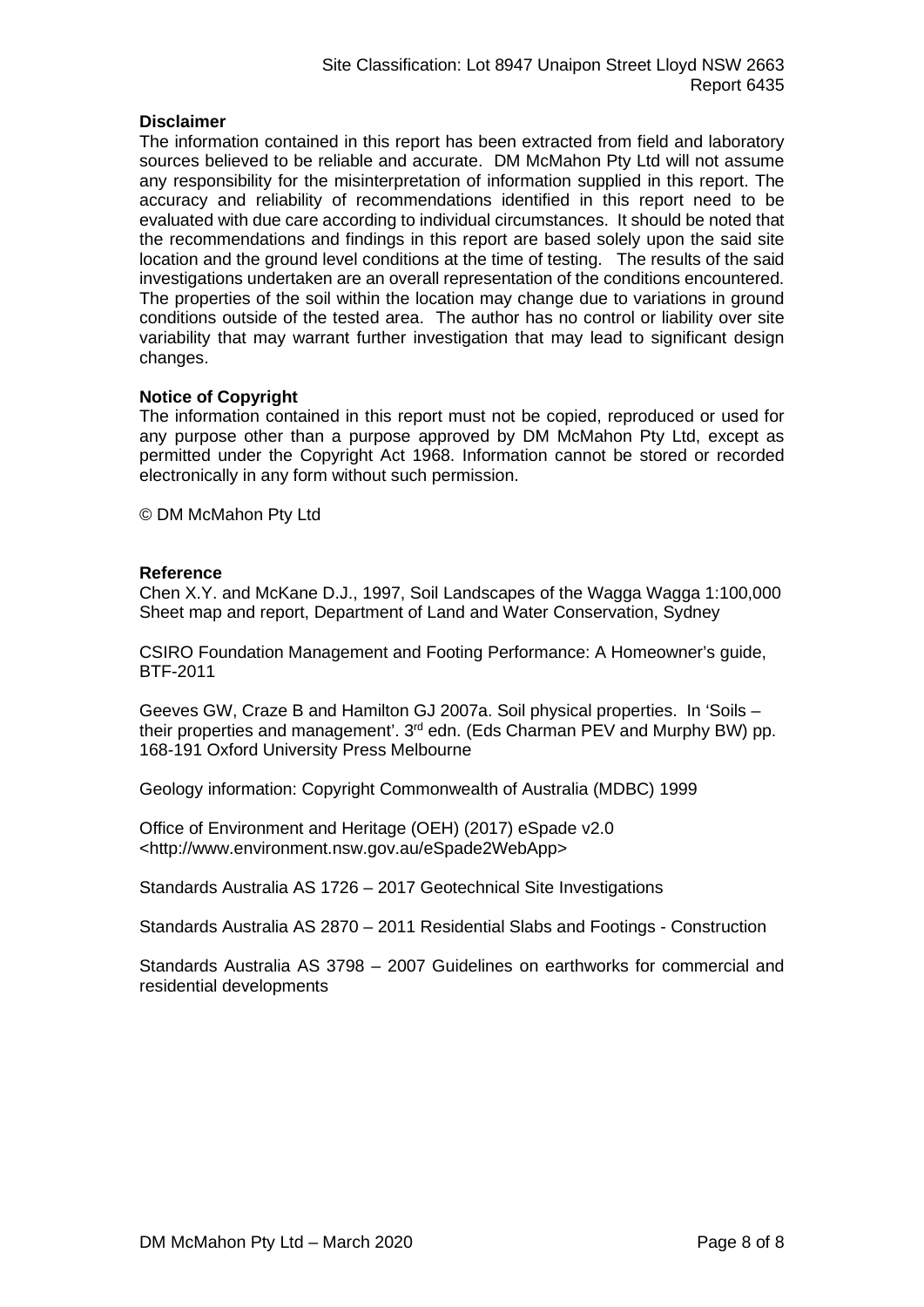### Disclaimer

The information contained in this report has been extracted from field and laboratory sources believed to be reliable and accurate. DM McMahon Pty Ltd will not assume any responsibility for the misinterpretation of information supplied in this report. The accuracy and reliability of recommendations identified in this report need to be evaluated with due care according to individual circumstances. It should be noted that the recommendations and findings in this report are based solely upon the said site location and the ground level conditions at the time of testing. The results of the said investigations undertaken are an overall representation of the conditions encountered. The properties of the soil within the location may change due to variations in ground conditions outside of the tested area. The author has no control or liability over site variability that may warrant further investigation that may lead to significant design changes.

### Notice of Copyright

The information contained in this report must not be copied, reproduced or used for any purpose other than a purpose approved by DM McMahon Pty Ltd, except as permitted under the Copyright Act 1968. Information cannot be stored or recorded electronically in any form without such permission.

© DM McMahon Pty Ltd

### Reference

Chen X.Y. and McKane D.J., 1997, Soil Landscapes of the Wagga Wagga 1:100,000 Sheet map and report, Department of Land and Water Conservation, Sydney

CSIRO Foundation Management and Footing Performance: A Homeowner's guide, BTF-2011

Geeves GW, Craze B and Hamilton GJ 2007a. Soil physical properties. In 'Soils – their properties and management'. 3rd edn. (Eds Charman PEV and Murphy BW) pp. 168-191 Oxford University Press Melbourne

Geology information: Copyright Commonwealth of Australia (MDBC) 1999

Office of Environment and Heritage (OEH) (2017) eSpade v2.0 <http://www.environment.nsw.gov.au/eSpade2WebApp>

Standards Australia AS 1726 – 2017 Geotechnical Site Investigations

Standards Australia AS 2870 – 2011 Residential Slabs and Footings - Construction

Standards Australia AS 3798 – 2007 Guidelines on earthworks for commercial and residential developments